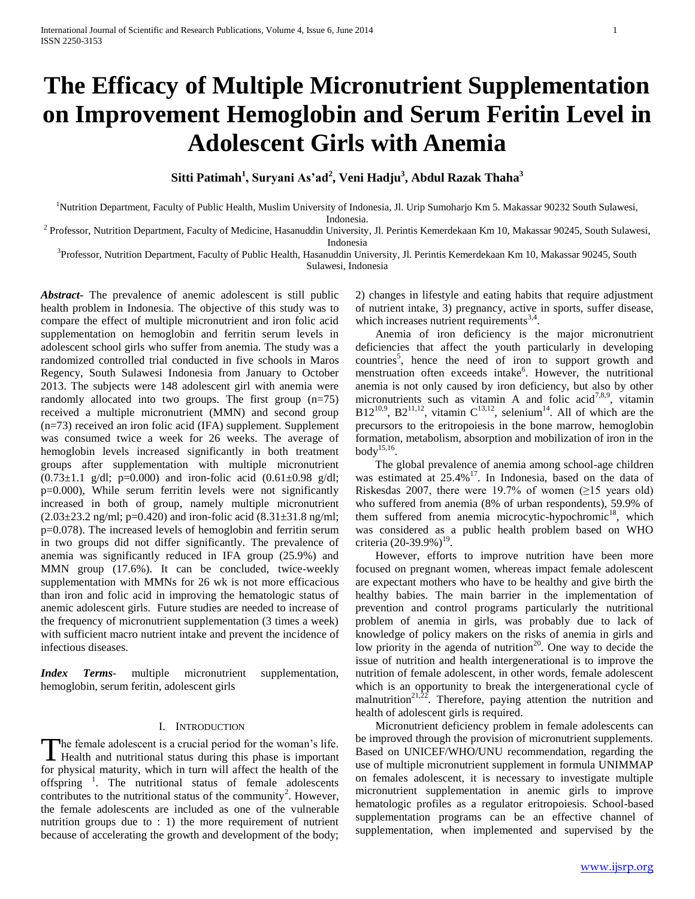# The Efficacy of Multiple Micronutrient Supplementation on Improvement Hemoglobin and Serum Feritin Level in Adolescent Girls with Anemia

**Sitti Patimah[1], Suryani As'ad[2], Veni Hadju[3], Abdul Razak Thaha[3]**

[1]Nutrition Department, Faculty of Public Health, Muslim University of Indonesia, Jl. Urip Sumoharjo Km 5. Makassar 90232 South Sulawesi, Indonesia.

[2] Professor, Nutrition Department, Faculty of Medicine, Hasanuddin University, Jl. Perintis Kemerdekaan Km 10, Makassar 90245, South Sulawesi, Indonesia

[3]Professor, Nutrition Department, Faculty of Public Health, Hasanuddin University, Jl. Perintis Kemerdekaan Km 10, Makassar 90245, South Sulawesi, Indonesia

***Abstract-*** The prevalence of anemic adolescent is still public health problem in Indonesia. The objective of this study was to compare the effect of multiple micronutrient and iron folic acid supplementation on hemoglobin and ferritin serum levels in adolescent school girls who suffer from anemia. The study was a randomized controlled trial conducted in five schools in Maros Regency, South Sulawesi Indonesia from January to October 2013. The subjects were 148 adolescent girl with anemia were randomly allocated into two groups. The first group (n=75) received a multiple micronutrient (MMN) and second group (n=73) received an iron folic acid (IFA) supplement. Supplement was consumed twice a week for 26 weeks. The average of hemoglobin levels increased significantly in both treatment groups after supplementation with multiple micronutrient (0.73±1.1 g/dl; p=0.000) and iron-folic acid (0.61±0.98 g/dl; p=0.000), While serum ferritin levels were not significantly increased in both of group, namely multiple micronutrient (2.03±23.2 ng/ml; p=0.420) and iron-folic acid (8.31±31.8 ng/ml; p=0.078). The increased levels of hemoglobin and ferritin serum in two groups did not differ significantly. The prevalence of anemia was significantly reduced in IFA group (25.9%) and MMN group (17.6%). It can be concluded, twice-weekly supplementation with MMNs for 26 wk is not more efficacious than iron and folic acid in improving the hematologic status of anemic adolescent girls. Future studies are needed to increase of the frequency of micronutrient supplementation (3 times a week) with sufficient macro nutrient intake and prevent the incidence of infectious diseases.

***Index Terms***- multiple micronutrient supplementation, hemoglobin, serum feritin, adolescent girls

## I. Introduction

The female adolescent is a crucial period for the woman's life. Health and nutritional status during this phase is important for physical maturity, which in turn will affect the health of the offspring [1]. The nutritional status of female adolescents contributes to the nutritional status of the community[2]. However, the female adolescents are included as one of the vulnerable nutrition groups due to : 1) the more requirement of nutrient because of accelerating the growth and development of the body; 2) changes in lifestyle and eating habits that require adjustment of nutrient intake, 3) pregnancy, active in sports, suffer disease, which increases nutrient requirements[3,4].

Anemia of iron deficiency is the major micronutrient deficiencies that affect the youth particularly in developing countries[5], hence the need of iron to support growth and menstruation often exceeds intake[6]. However, the nutritional anemia is not only caused by iron deficiency, but also by other micronutrients such as vitamin A and folic acid[7,8,9], vitamin B12[10,9], B2[11,12], vitamin C[13,12], selenium[14]. All of which are the precursors to the eritropoiesis in the bone marrow, hemoglobin formation, metabolism, absorption and mobilization of iron in the body[15,16].

The global prevalence of anemia among school-age children was estimated at 25.4%[17]. In Indonesia, based on the data of Riskesdas 2007, there were 19.7% of women (≥15 years old) who suffered from anemia (8% of urban respondents), 59.9% of them suffered from anemia microcytic-hypochromic[18], which was considered as a public health problem based on WHO criteria (20-39.9%)[19].

However, efforts to improve nutrition have been more focused on pregnant women, whereas impact female adolescent are expectant mothers who have to be healthy and give birth the healthy babies. The main barrier in the implementation of prevention and control programs particularly the nutritional problem of anemia in girls, was probably due to lack of knowledge of policy makers on the risks of anemia in girls and low priority in the agenda of nutrition[20]. One way to decide the issue of nutrition and health intergenerational is to improve the nutrition of female adolescent, in other words, female adolescent which is an opportunity to break the intergenerational cycle of malnutrition[21,22]. Therefore, paying attention the nutrition and health of adolescent girls is required.

Micronutrient deficiency problem in female adolescents can be improved through the provision of micronutrient supplements. Based on UNICEF/WHO/UNU recommendation, regarding the use of multiple micronutrient supplement in formula UNIMMAP on females adolescent, it is necessary to investigate multiple micronutrient supplementation in anemic girls to improve hematologic profiles as a regulator eritropoiesis. School-based supplementation programs can be an effective channel of supplementation, when implemented and supervised by the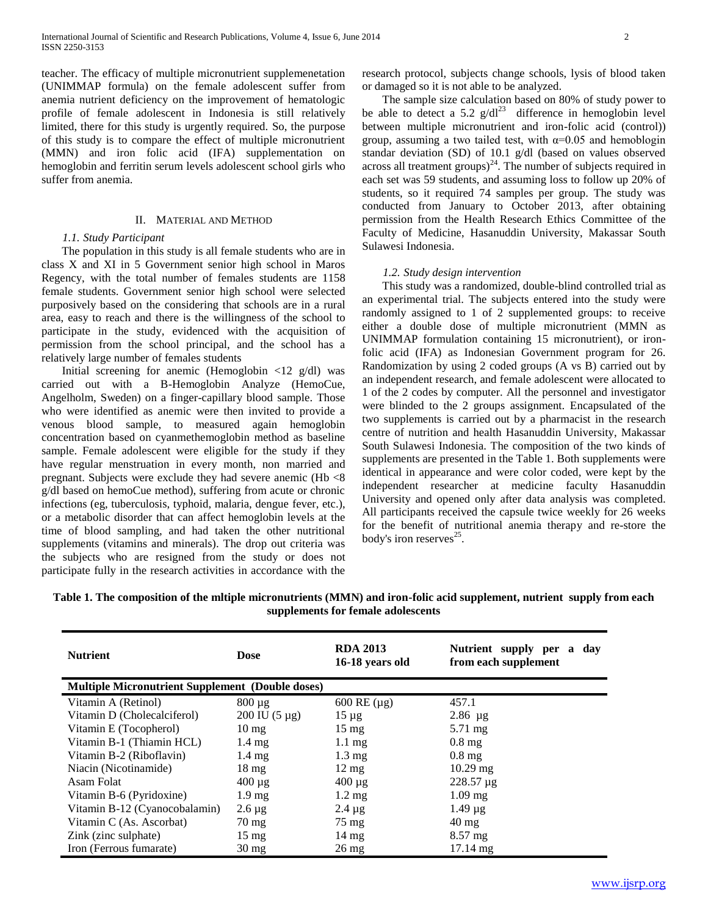teacher. The efficacy of multiple micronutrient supplemenetation (UNIMMAP formula) on the female adolescent suffer from anemia nutrient deficiency on the improvement of hematologic profile of female adolescent in Indonesia is still relatively limited, there for this study is urgently required. So, the purpose of this study is to compare the effect of multiple micronutrient (MMN) and iron folic acid (IFA) supplementation on hemoglobin and ferritin serum levels adolescent school girls who suffer from anemia.

## II. MATERIAL AND METHOD

### 1.1. Study Participant

The population in this study is all female students who are in class X and XI in 5 Government senior high school in Maros Regency, with the total number of females students are 1158 female students. Government senior high school were selected purposively based on the considering that schools are in a rural area, easy to reach and there is the willingness of the school to participate in the study, evidenced with the acquisition of permission from the school principal, and the school has a relatively large number of females students

Initial screening for anemic (Hemoglobin <12 g/dl) was carried out with a B-Hemoglobin Analyze (HemoCue, Angelholm, Sweden) on a finger-capillary blood sample. Those who were identified as anemic were then invited to provide a venous blood sample, to measured again hemoglobin concentration based on cyanmethemoglobin method as baseline sample. Female adolescent were eligible for the study if they have regular menstruation in every month, non married and pregnant. Subjects were exclude they had severe anemic (Hb <8 g/dl based on hemoCue method), suffering from acute or chronic infections (eg, tuberculosis, typhoid, malaria, dengue fever, etc.), or a metabolic disorder that can affect hemoglobin levels at the time of blood sampling, and had taken the other nutritional supplements (vitamins and minerals). The drop out criteria was the subjects who are resigned from the study or does not participate fully in the research activities in accordance with the research protocol, subjects change schools, lysis of blood taken or damaged so it is not able to be analyzed.

The sample size calculation based on 80% of study power to be able to detect a 5.2 g/dl[23] difference in hemoglobin level between multiple micronutrient and iron-folic acid (control)) group, assuming a two tailed test, with $\alpha$=0.05 and hemoblogin standar deviation (SD) of 10.1 g/dl (based on values observed across all treatment groups)[24]. The number of subjects required in each set was 59 students, and assuming loss to follow up 20% of students, so it required 74 samples per group. The study was conducted from January to October 2013, after obtaining permission from the Health Research Ethics Committee of the Faculty of Medicine, Hasanuddin University, Makassar South Sulawesi Indonesia.

### 1.2. Study design intervention

This study was a randomized, double-blind controlled trial as an experimental trial. The subjects entered into the study were randomly assigned to 1 of 2 supplemented groups: to receive either a double dose of multiple micronutrient (MMN as UNIMMAP formulation containing 15 micronutrient), or iron-folic acid (IFA) as Indonesian Government program for 26. Randomization by using 2 coded groups (A vs B) carried out by an independent research, and female adolescent were allocated to 1 of the 2 codes by computer. All the personnel and investigator were blinded to the 2 groups assignment. Encapsulated of the two supplements is carried out by a pharmacist in the research centre of nutrition and health Hasanuddin University, Makassar South Sulawesi Indonesia. The composition of the two kinds of supplements are presented in the Table 1. Both supplements were identical in appearance and were color coded, were kept by the independent researcher at medicine faculty Hasanuddin University and opened only after data analysis was completed. All participants received the capsule twice weekly for 26 weeks for the benefit of nutritional anemia therapy and re-store the body's iron reserves[25].

**Table 1. The composition of the mltiple micronutrients (MMN) and iron-folic acid supplement, nutrient supply from each supplements for female adolescents**

| Nutrient | Dose | RDA 2013 16-18 years old | Nutrient supply per a day from each supplement |
|---|---|---|---|
| **Multiple Micronutrient Supplement (Double doses)** | | | |
| Vitamin A (Retinol) | 800 µg | 600 RE (µg) | 457.1 |
| Vitamin D (Cholecalciferol) | 200 IU (5 µg) | 15 µg | 2.86 µg |
| Vitamin E (Tocopherol) | 10 mg | 15 mg | 5.71 mg |
| Vitamin B-1 (Thiamin HCL) | 1.4 mg | 1.1 mg | 0.8 mg |
| Vitamin B-2 (Riboflavin) | 1.4 mg | 1.3 mg | 0.8 mg |
| Niacin (Nicotinamide) | 18 mg | 12 mg | 10.29 mg |
| Asam Folat | 400 µg | 400 µg | 228.57 µg |
| Vitamin B-6 (Pyridoxine) | 1.9 mg | 1.2 mg | 1.09 mg |
| Vitamin B-12 (Cyanocobalamin) | 2.6 µg | 2.4 µg | 1.49 µg |
| Vitamin C (As. Ascorbat) | 70 mg | 75 mg | 40 mg |
| Zink (zinc sulphate) | 15 mg | 14 mg | 8.57 mg |
| Iron (Ferrous fumarate) | 30 mg | 26 mg | 17.14 mg |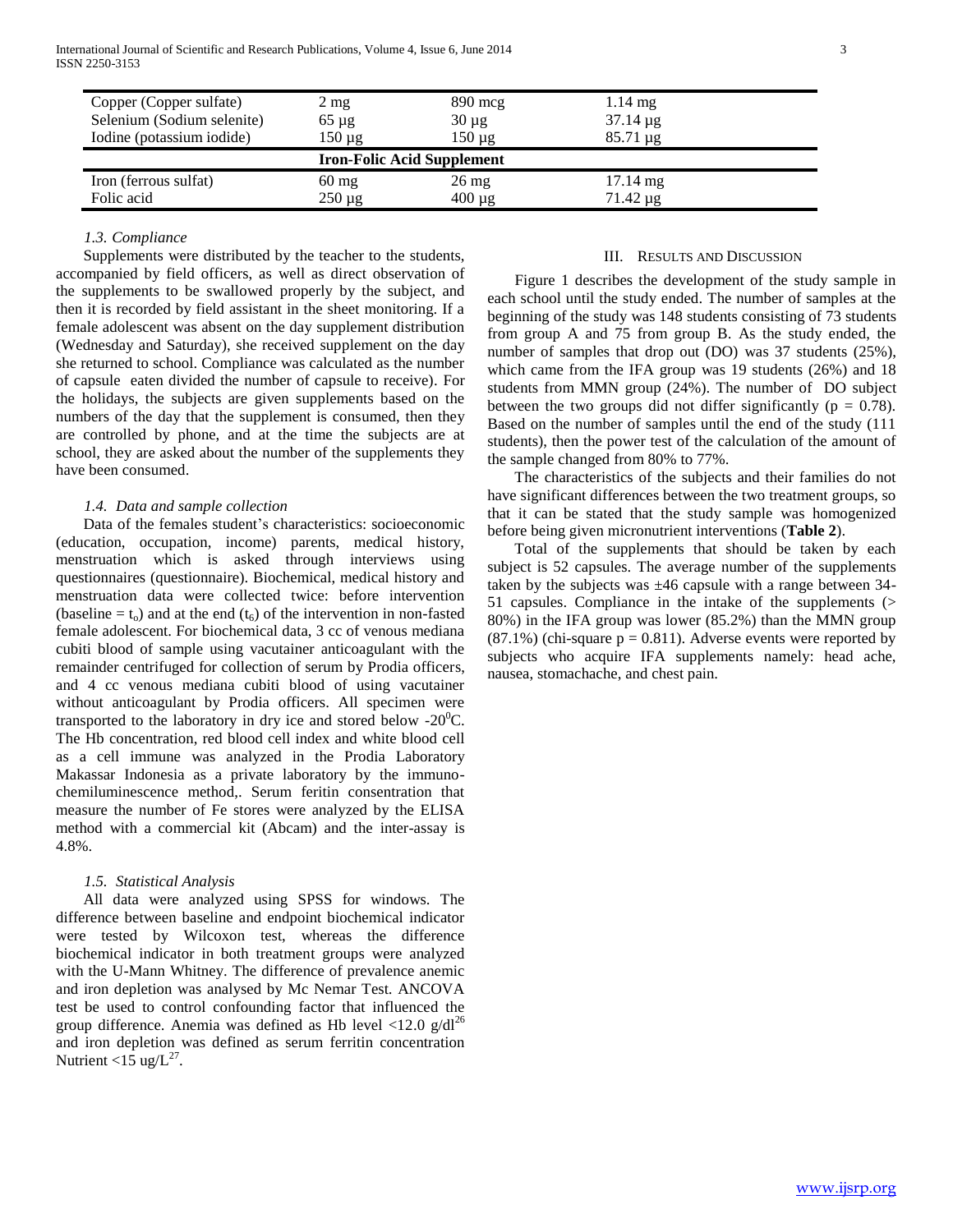| | | | |
|---|---|---|---|
| Copper (Copper sulfate) | 2 mg | 890 mcg | 1.14 mg |
| Selenium (Sodium selenite) | 65 µg | 30 µg | 37.14 µg |
| Iodine (potassium iodide) | 150 µg | 150 µg | 85.71 µg |
| **Iron-Folic Acid Supplement** | | | |
| Iron (ferrous sulfat) | 60 mg | 26 mg | 17.14 mg |
| Folic acid | 250 µg | 400 µg | 71.42 µg |

### *1.3. Compliance*

Supplements were distributed by the teacher to the students, accompanied by field officers, as well as direct observation of the supplements to be swallowed properly by the subject, and then it is recorded by field assistant in the sheet monitoring. If a female adolescent was absent on the day supplement distribution (Wednesday and Saturday), she received supplement on the day she returned to school. Compliance was calculated as the number of capsule eaten divided the number of capsule to receive). For the holidays, the subjects are given supplements based on the numbers of the day that the supplement is consumed, then they are controlled by phone, and at the time the subjects are at school, they are asked about the number of the supplements they have been consumed.

### *1.4. Data and sample collection*

Data of the females student's characteristics: socioeconomic (education, occupation, income) parents, medical history, menstruation which is asked through interviews using questionnaires (questionnaire). Biochemical, medical history and menstruation data were collected twice: before intervention (baseline = $t_o$) and at the end ($t_6$) of the intervention in non-fasted female adolescent. For biochemical data, 3 cc of venous mediana cubiti blood of sample using vacutainer anticoagulant with the remainder centrifuged for collection of serum by Prodia officers, and 4 cc venous mediana cubiti blood of using vacutainer without anticoagulant by Prodia officers. All specimen were transported to the laboratory in dry ice and stored below -20$^0$C. The Hb concentration, red blood cell index and white blood cell as a cell immune was analyzed in the Prodia Laboratory Makassar Indonesia as a private laboratory by the immuno-chemiluminescence method,. Serum feritin consentration that measure the number of Fe stores were analyzed by the ELISA method with a commercial kit (Abcam) and the inter-assay is 4.8%.

### *1.5. Statistical Analysis*

All data were analyzed using SPSS for windows. The difference between baseline and endpoint biochemical indicator were tested by Wilcoxon test, whereas the difference biochemical indicator in both treatment groups were analyzed with the U-Mann Whitney. The difference of prevalence anemic and iron depletion was analysed by Mc Nemar Test. ANCOVA test be used to control confounding factor that influenced the group difference. Anemia was defined as Hb level <12.0 g/dl[26] and iron depletion was defined as serum ferritin concentration Nutrient <15 ug/L[27].

## III. Results and Discussion

Figure 1 describes the development of the study sample in each school until the study ended. The number of samples at the beginning of the study was 148 students consisting of 73 students from group A and 75 from group B. As the study ended, the number of samples that drop out (DO) was 37 students (25%), which came from the IFA group was 19 students (26%) and 18 students from MMN group (24%). The number of DO subject between the two groups did not differ significantly ($p = 0.78$). Based on the number of samples until the end of the study (111 students), then the power test of the calculation of the amount of the sample changed from 80% to 77%.

The characteristics of the subjects and their families do not have significant differences between the two treatment groups, so that it can be stated that the study sample was homogenized before being given micronutrient interventions (**Table 2**).

Total of the supplements that should be taken by each subject is 52 capsules. The average number of the supplements taken by the subjects was ±46 capsule with a range between 34-51 capsules. Compliance in the intake of the supplements (> 80%) in the IFA group was lower (85.2%) than the MMN group (87.1%) (chi-square $p = 0.811$). Adverse events were reported by subjects who acquire IFA supplements namely: head ache, nausea, stomachache, and chest pain.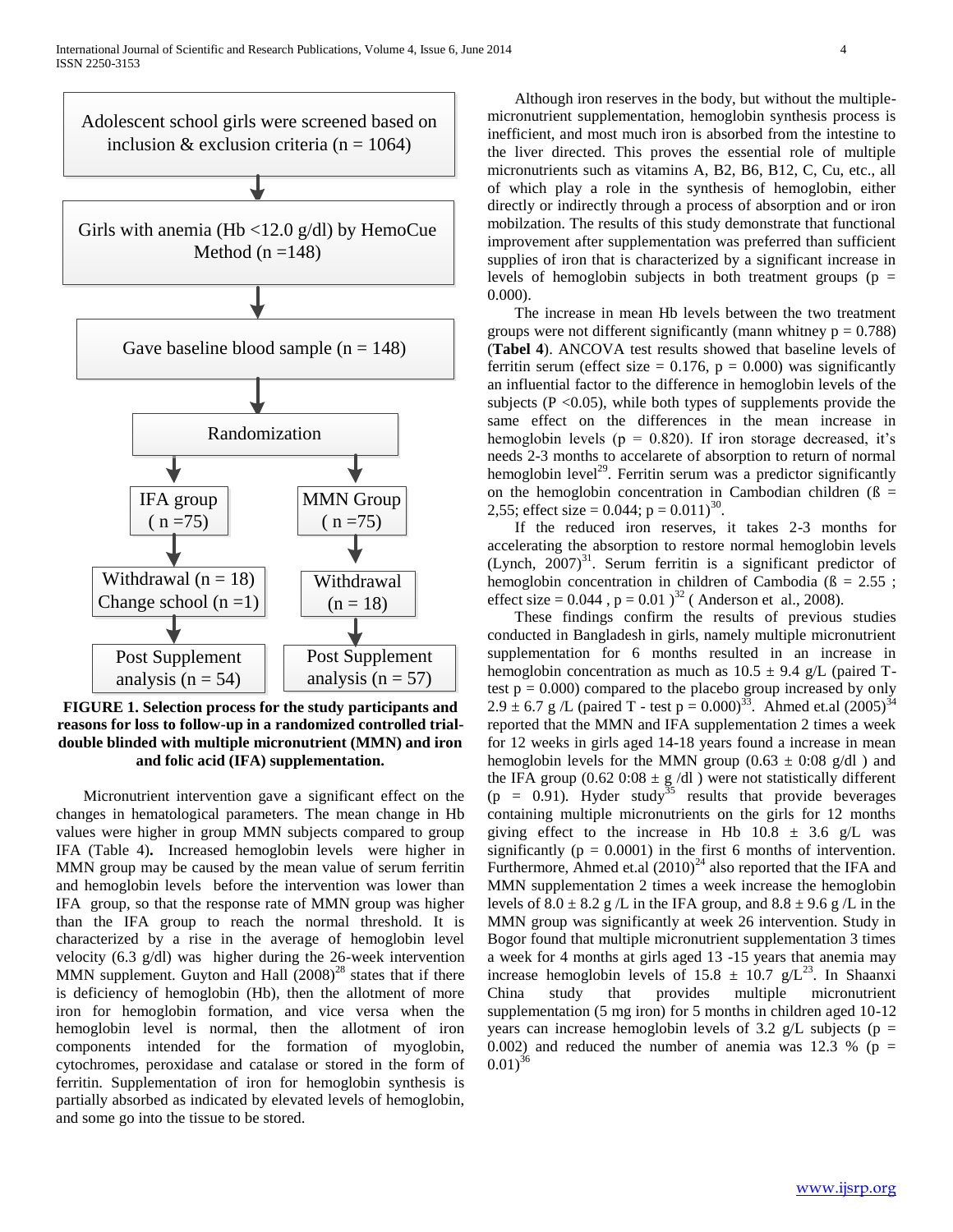Adolescent school girls were screened based on inclusion & exclusion criteria (n = 1064)

↓

Girls with anemia (Hb <12.0 g/dl) by HemoCue Method (n =148)

↓

Gave baseline blood sample (n = 148)

↓

Randomization

| IFA group | MMN Group |
|---|---|
| ( n =75) | ( n =75) |
| Withdrawal (n = 18) Change school (n =1) | Withdrawal (n = 18) |
| Post Supplement analysis (n = 54) | Post Supplement analysis (n = 57) |

**FIGURE 1. Selection process for the study participants and reasons for loss to follow-up in a randomized controlled trial-double blinded with multiple micronutrient (MMN) and iron and folic acid (IFA) supplementation.**

Micronutrient intervention gave a significant effect on the changes in hematological parameters. The mean change in Hb values were higher in group MMN subjects compared to group IFA (Table 4)**.** Increased hemoglobin levels were higher in MMN group may be caused by the mean value of serum ferritin and hemoglobin levels before the intervention was lower than IFA group, so that the response rate of MMN group was higher than the IFA group to reach the normal threshold. It is characterized by a rise in the average of hemoglobin level velocity (6.3 g/dl) was higher during the 26-week intervention MMN supplement. Guyton and Hall (2008)[28] states that if there is deficiency of hemoglobin (Hb), then the allotment of more iron for hemoglobin formation, and vice versa when the hemoglobin level is normal, then the allotment of iron components intended for the formation of myoglobin, cytochromes, peroxidase and catalase or stored in the form of ferritin. Supplementation of iron for hemoglobin synthesis is partially absorbed as indicated by elevated levels of hemoglobin, and some go into the tissue to be stored.

Although iron reserves in the body, but without the multiple-micronutrient supplementation, hemoglobin synthesis process is inefficient, and most much iron is absorbed from the intestine to the liver directed. This proves the essential role of multiple micronutrients such as vitamins A, B2, B6, B12, C, Cu, etc., all of which play a role in the synthesis of hemoglobin, either directly or indirectly through a process of absorption and or iron mobilzation. The results of this study demonstrate that functional improvement after supplementation was preferred than sufficient supplies of iron that is characterized by a significant increase in levels of hemoglobin subjects in both treatment groups ($p = 0.000$).

The increase in mean Hb levels between the two treatment groups were not different significantly (mann whitney $p = 0.788$) (**Tabel 4**). ANCOVA test results showed that baseline levels of ferritin serum (effect size = 0.176, $p = 0.000$) was significantly an influential factor to the difference in hemoglobin levels of the subjects ($P < 0.05$), while both types of supplements provide the same effect on the differences in the mean increase in hemoglobin levels ($p = 0.820$). If iron storage decreased, it's needs 2-3 months to accelarete of absorption to return of normal hemoglobin level[29]. Ferritin serum was a predictor significantly on the hemoglobin concentration in Cambodian children (ß = 2,55; effect size = 0.044; $p = 0.011$)[30].

If the reduced iron reserves, it takes 2-3 months for accelerating the absorption to restore normal hemoglobin levels (Lynch, 2007)[31]. Serum ferritin is a significant predictor of hemoglobin concentration in children of Cambodia (ß = 2.55 ; effect size = 0.044 , $p = 0.01$ )[32] ( Anderson et al., 2008).

These findings confirm the results of previous studies conducted in Bangladesh in girls, namely multiple micronutrient supplementation for 6 months resulted in an increase in hemoglobin concentration as much as 10.5 ± 9.4 g/L (paired T-test $p = 0.000$) compared to the placebo group increased by only 2.9 ± 6.7 g /L (paired T - test $p = 0.000$)[33]. Ahmed et.al (2005)[34] reported that the MMN and IFA supplementation 2 times a week for 12 weeks in girls aged 14-18 years found a increase in mean hemoglobin levels for the MMN group (0.63 ± 0:08 g/dl ) and the IFA group (0.62 0:08 ± g /dl ) were not statistically different ($p = 0.91$). Hyder study[35] results that provide beverages containing multiple micronutrients on the girls for 12 months giving effect to the increase in Hb 10.8 ± 3.6 g/L was significantly ($p = 0.0001$) in the first 6 months of intervention. Furthermore, Ahmed et.al (2010)[24] also reported that the IFA and MMN supplementation 2 times a week increase the hemoglobin levels of 8.0 ± 8.2 g /L in the IFA group, and 8.8 ± 9.6 g /L in the MMN group was significantly at week 26 intervention. Study in Bogor found that multiple micronutrient supplementation 3 times a week for 4 months at girls aged 13 -15 years that anemia may increase hemoglobin levels of 15.8 ± 10.7 g/L[23]. In Shaanxi China study that provides multiple micronutrient supplementation (5 mg iron) for 5 months in children aged 10-12 years can increase hemoglobin levels of 3.2 g/L subjects ($p = 0.002$) and reduced the number of anemia was 12.3 % ($p = 0.01$)[36]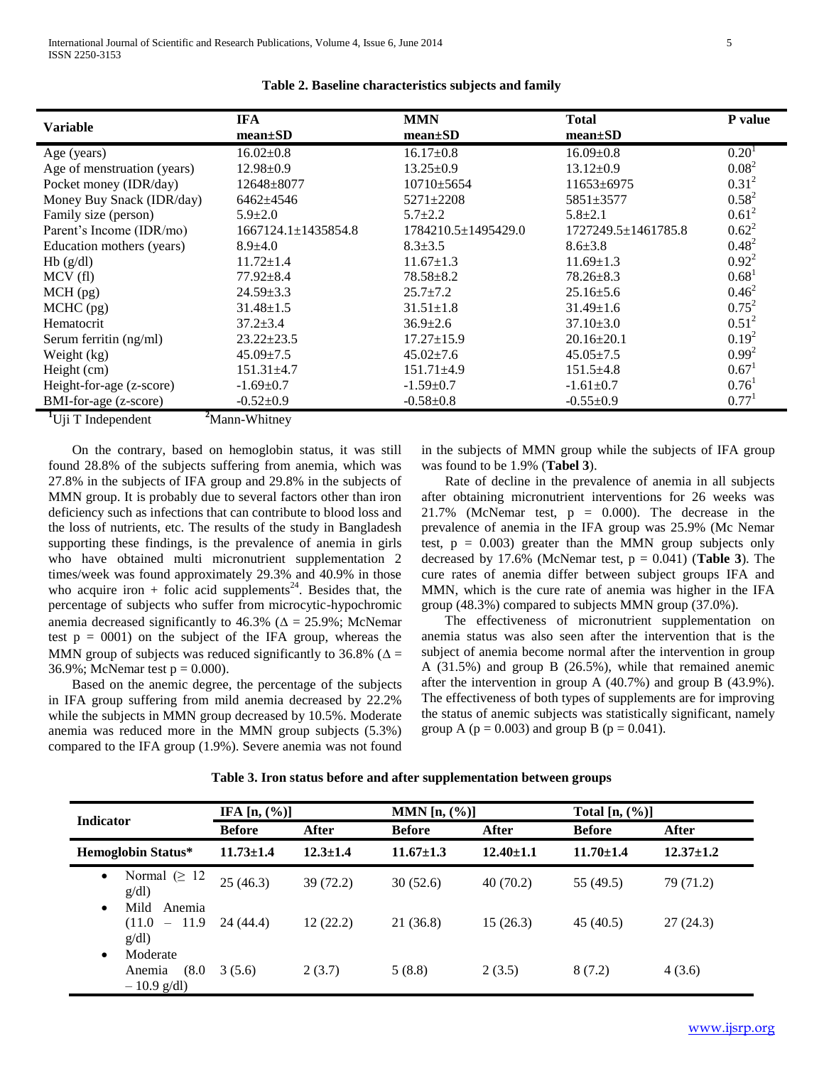**Table 2. Baseline characteristics subjects and family**

| Variable | IFA mean±SD | MMN mean±SD | Total mean±SD | P value |
|---|---|---|---|---|
| Age (years) | 16.02±0.8 | 16.17±0.8 | 16.09±0.8 | 0.20[1] |
| Age of menstruation (years) | 12.98±0.9 | 13.25±0.9 | 13.12±0.9 | 0.08[2] |
| Pocket money (IDR/day) | 12648±8077 | 10710±5654 | 11653±6975 | 0.31[2] |
| Money Buy Snack (IDR/day) | 6462±4546 | 5271±2208 | 5851±3577 | 0.58[2] |
| Family size (person) | 5.9±2.0 | 5.7±2.2 | 5.8±2.1 | 0.61[2] |
| Parent's Income (IDR/mo) | 1667124.1±1435854.8 | 1784210.5±1495429.0 | 1727249.5±1461785.8 | 0.62[2] |
| Education mothers (years) | 8.9±4.0 | 8.3±3.5 | 8.6±3.8 | 0.48[2] |
| Hb (g/dl) | 11.72±1.4 | 11.67±1.3 | 11.69±1.3 | 0.92[2] |
| MCV (fl) | 77.92±8.4 | 78.58±8.2 | 78.26±8.3 | 0.68[1] |
| MCH (pg) | 24.59±3.3 | 25.7±7.2 | 25.16±5.6 | 0.46[2] |
| MCHC (pg) | 31.48±1.5 | 31.51±1.8 | 31.49±1.6 | 0.75[2] |
| Hematocrit | 37.2±3.4 | 36.9±2.6 | 37.10±3.0 | 0.51[2] |
| Serum ferritin (ng/ml) | 23.22±23.5 | 17.27±15.9 | 20.16±20.1 | 0.19[2] |
| Weight (kg) | 45.09±7.5 | 45.02±7.6 | 45.05±7.5 | 0.99[2] |
| Height (cm) | 151.31±4.7 | 151.71±4.9 | 151.5±4.8 | 0.67[1] |
| Height-for-age (z-score) | -1.69±0.7 | -1.59±0.7 | -1.61±0.7 | 0.76[1] |
| BMI-for-age (z-score) | -0.52±0.9 | -0.58±0.8 | -0.55±0.9 | 0.77[1] |

[1]Uji T Independent [2]Mann-Whitney

On the contrary, based on hemoglobin status, it was still found 28.8% of the subjects suffering from anemia, which was 27.8% in the subjects of IFA group and 29.8% in the subjects of MMN group. It is probably due to several factors other than iron deficiency such as infections that can contribute to blood loss and the loss of nutrients, etc. The results of the study in Bangladesh supporting these findings, is the prevalence of anemia in girls who have obtained multi micronutrient supplementation 2 times/week was found approximately 29.3% and 40.9% in those who acquire iron + folic acid supplements[24]. Besides that, the percentage of subjects who suffer from microcytic-hypochromic anemia decreased significantly to 46.3% ($\Delta$ = 25.9%; McNemar test p = 0001) on the subject of the IFA group, whereas the MMN group of subjects was reduced significantly to 36.8% ($\Delta$ = 36.9%; McNemar test p = 0.000).

Based on the anemic degree, the percentage of the subjects in IFA group suffering from mild anemia decreased by 22.2% while the subjects in MMN group decreased by 10.5%. Moderate anemia was reduced more in the MMN group subjects (5.3%) compared to the IFA group (1.9%). Severe anemia was not found in the subjects of MMN group while the subjects of IFA group was found to be 1.9% (**Tabel 3**).

Rate of decline in the prevalence of anemia in all subjects after obtaining micronutrient interventions for 26 weeks was 21.7% (McNemar test, p = 0.000). The decrease in the prevalence of anemia in the IFA group was 25.9% (Mc Nemar test, p = 0.003) greater than the MMN group subjects only decreased by 17.6% (McNemar test, p = 0.041) (**Table 3**). The cure rates of anemia differ between subject groups IFA and MMN, which is the cure rate of anemia was higher in the IFA group (48.3%) compared to subjects MMN group (37.0%).

The effectiveness of micronutrient supplementation on anemia status was also seen after the intervention that is the subject of anemia become normal after the intervention in group A (31.5%) and group B (26.5%), while that remained anemic after the intervention in group A (40.7%) and group B (43.9%). The effectiveness of both types of supplements are for improving the status of anemic subjects was statistically significant, namely group A (p = 0.003) and group B (p = 0.041).

**Table 3. Iron status before and after supplementation between groups**

| Indicator | IFA [n, (%)] | | MMN [n, (%)] | | Total [n, (%)] | |
|---|---|---|---|---|---|---|
| | Before | After | Before | After | Before | After |
| **Hemoglobin Status*** | **11.73±1.4** | **12.3±1.4** | **11.67±1.3** | **12.40±1.1** | **11.70±1.4** | **12.37±1.2** |
| • Normal (≥ 12 g/dl) | 25 (46.3) | 39 (72.2) | 30 (52.6) | 40 (70.2) | 55 (49.5) | 79 (71.2) |
| • Mild Anemia (11.0 – 11.9 g/dl) | 24 (44.4) | 12 (22.2) | 21 (36.8) | 15 (26.3) | 45 (40.5) | 27 (24.3) |
| • Moderate Anemia (8.0 – 10.9 g/dl) | 3 (5.6) | 2 (3.7) | 5 (8.8) | 2 (3.5) | 8 (7.2) | 4 (3.6) |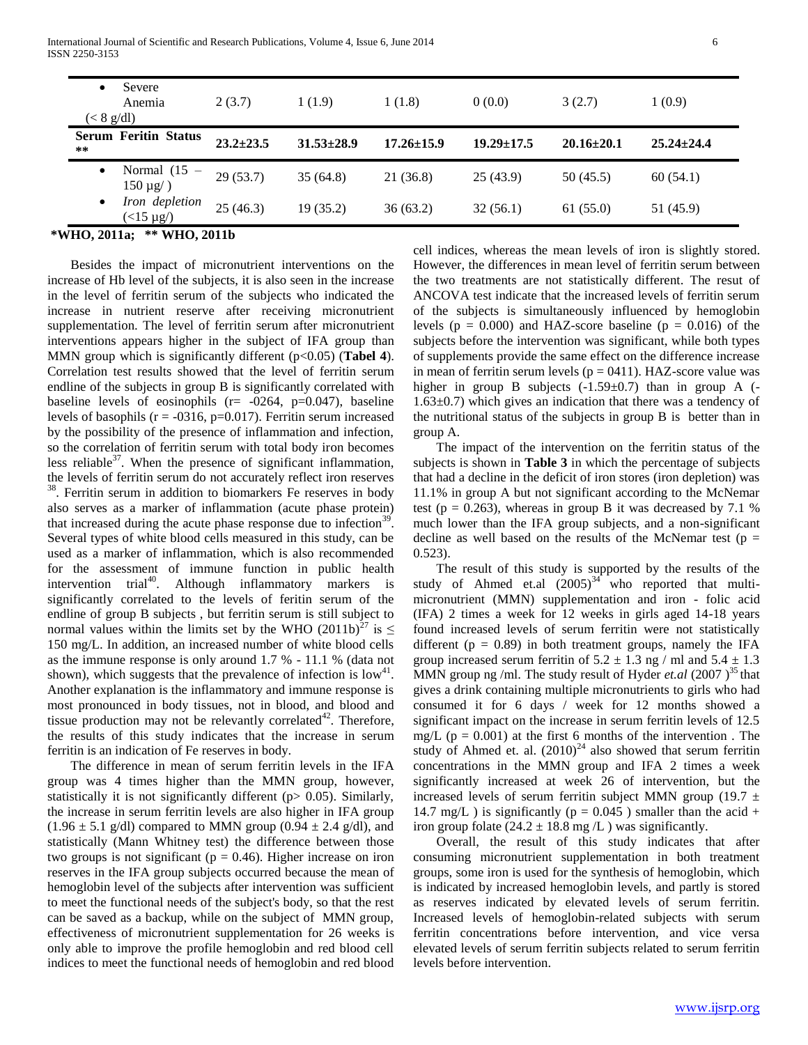| | | | | | | |
|---|---|---|---|---|---|---|
| • Severe Anemia (< 8 g/dl) | 2 (3.7) | 1 (1.9) | 1 (1.8) | 0 (0.0) | 3 (2.7) | 1 (0.9) |
| **Serum Feritin Status \*\*** | **23.2±23.5** | **31.53±28.9** | **17.26±15.9** | **19.29±17.5** | **20.16±20.1** | **25.24±24.4** |
| • Normal (15 – 150 µg/ ) | 29 (53.7) | 35 (64.8) | 21 (36.8) | 25 (43.9) | 50 (45.5) | 60 (54.1) |
| • *Iron depletion* (<15 µg/) | 25 (46.3) | 19 (35.2) | 36 (63.2) | 32 (56.1) | 61 (55.0) | 51 (45.9) |

**\*WHO, 2011a; \*\* WHO, 2011b**

Besides the impact of micronutrient interventions on the increase of Hb level of the subjects, it is also seen in the increase in the level of ferritin serum of the subjects who indicated the increase in nutrient reserve after receiving micronutrient supplementation. The level of ferritin serum after micronutrient interventions appears higher in the subject of IFA group than MMN group which is significantly different ($p<0.05$) (**Tabel 4**). Correlation test results showed that the level of ferritin serum endline of the subjects in group B is significantly correlated with baseline levels of eosinophils ($r= -0264$, $p=0.047$), baseline levels of basophils ($r = -0316$, $p=0.017$). Ferritin serum increased by the possibility of the presence of inflammation and infection, so the correlation of ferritin serum with total body iron becomes less reliable[37]. When the presence of significant inflammation, the levels of ferritin serum do not accurately reflect iron reserves [38]. Ferritin serum in addition to biomarkers Fe reserves in body also serves as a marker of inflammation (acute phase protein) that increased during the acute phase response due to infection[39]. Several types of white blood cells measured in this study, can be used as a marker of inflammation, which is also recommended for the assessment of immune function in public health intervention trial[40]. Although inflammatory markers is significantly correlated to the levels of feritin serum of the endline of group B subjects , but ferritin serum is still subject to normal values within the limits set by the WHO (2011b)[27] is ≤ 150 mg/L. In addition, an increased number of white blood cells as the immune response is only around 1.7 % - 11.1 % (data not shown), which suggests that the prevalence of infection is low[41]. Another explanation is the inflammatory and immune response is most pronounced in body tissues, not in blood, and blood and tissue production may not be relevantly correlated[42]. Therefore, the results of this study indicates that the increase in serum ferritin is an indication of Fe reserves in body.

The difference in mean of serum ferritin levels in the IFA group was 4 times higher than the MMN group, however, statistically it is not significantly different ($p> 0.05$). Similarly, the increase in serum ferritin levels are also higher in IFA group ($1.96 \pm 5.1$ g/dl) compared to MMN group ($0.94 \pm 2.4$ g/dl), and statistically (Mann Whitney test) the difference between those two groups is not significant ($p = 0.46$). Higher increase on iron reserves in the IFA group subjects occurred because the mean of hemoglobin level of the subjects after intervention was sufficient to meet the functional needs of the subject's body, so that the rest can be saved as a backup, while on the subject of MMN group, effectiveness of micronutrient supplementation for 26 weeks is only able to improve the profile hemoglobin and red blood cell indices to meet the functional needs of hemoglobin and red blood cell indices, whereas the mean levels of iron is slightly stored. However, the differences in mean level of ferritin serum between the two treatments are not statistically different. The resut of ANCOVA test indicate that the increased levels of ferritin serum of the subjects is simultaneously influenced by hemoglobin levels ($p = 0.000$) and HAZ-score baseline ($p = 0.016$) of the subjects before the intervention was significant, while both types of supplements provide the same effect on the difference increase in mean of ferritin serum levels ($p = 0411$). HAZ-score value was higher in group B subjects ($-1.59\pm0.7$) than in group A ($-1.63\pm0.7$) which gives an indication that there was a tendency of the nutritional status of the subjects in group B is better than in group A.

The impact of the intervention on the ferritin status of the subjects is shown in **Table 3** in which the percentage of subjects that had a decline in the deficit of iron stores (iron depletion) was 11.1% in group A but not significant according to the McNemar test ($p = 0.263$), whereas in group B it was decreased by 7.1 % much lower than the IFA group subjects, and a non-significant decline as well based on the results of the McNemar test ($p = 0.523$).

The result of this study is supported by the results of the study of Ahmed et.al (2005)[34] who reported that multi-micronutrient (MMN) supplementation and iron - folic acid (IFA) 2 times a week for 12 weeks in girls aged 14-18 years found increased levels of serum ferritin were not statistically different ($p = 0.89$) in both treatment groups, namely the IFA group increased serum ferritin of $5.2 \pm 1.3$ ng / ml and $5.4 \pm 1.3$ MMN group ng /ml. The study result of Hyder *et.al* (2007 )[35] that gives a drink containing multiple micronutrients to girls who had consumed it for 6 days / week for 12 months showed a significant impact on the increase in serum ferritin levels of 12.5 mg/L ($p = 0.001$) at the first 6 months of the intervention . The study of Ahmed et. al. (2010)[24] also showed that serum ferritin concentrations in the MMN group and IFA 2 times a week significantly increased at week 26 of intervention, but the increased levels of serum ferritin subject MMN group ($19.7 \pm 14.7$ mg/L ) is significantly ($p = 0.045$ ) smaller than the acid + iron group folate ($24.2 \pm 18.8$ mg /L ) was significantly.

Overall, the result of this study indicates that after consuming micronutrient supplementation in both treatment groups, some iron is used for the synthesis of hemoglobin, which is indicated by increased hemoglobin levels, and partly is stored as reserves indicated by elevated levels of serum ferritin. Increased levels of hemoglobin-related subjects with serum ferritin concentrations before intervention, and vice versa elevated levels of serum ferritin subjects related to serum ferritin levels before intervention.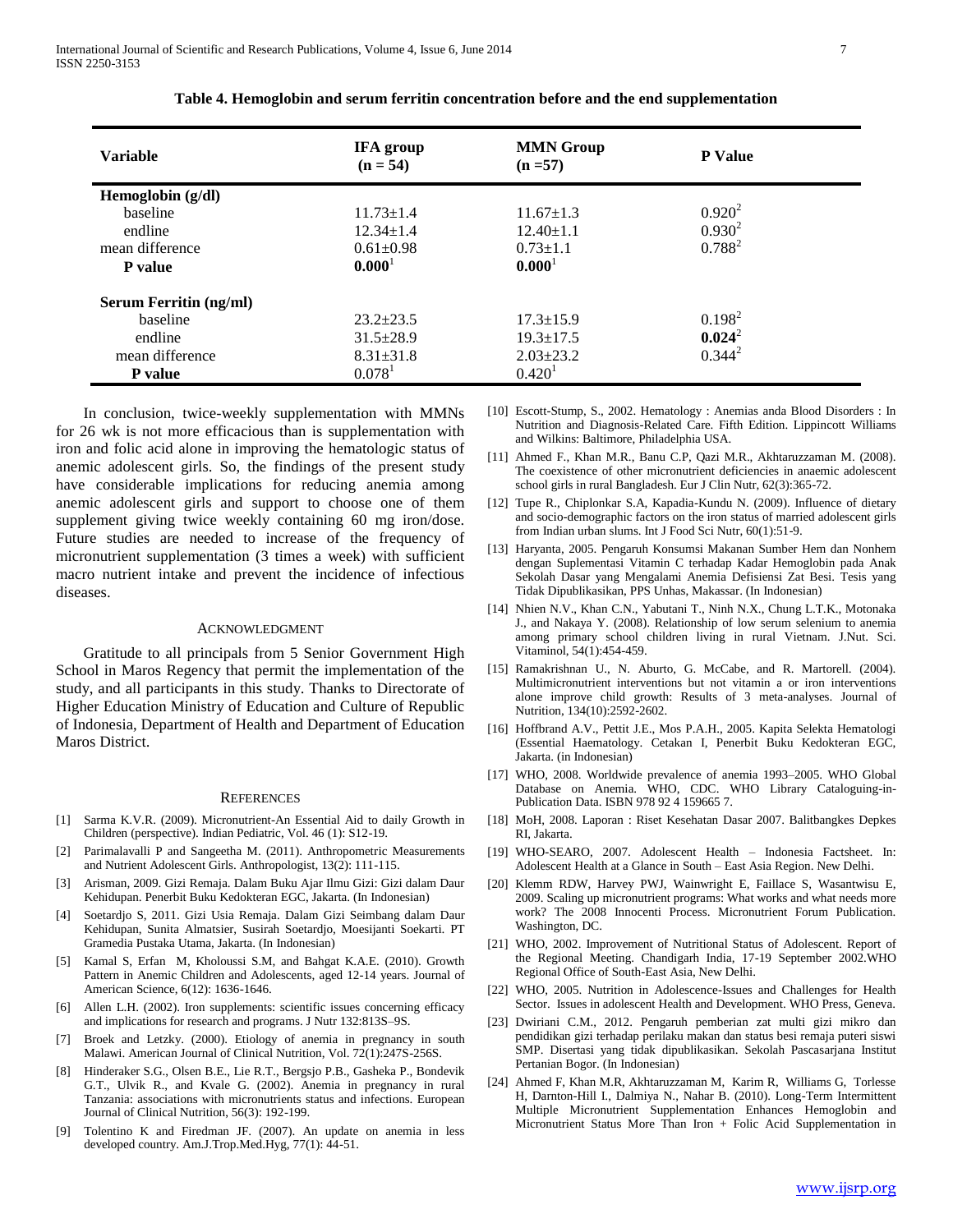**Table 4. Hemoglobin and serum ferritin concentration before and the end supplementation**

| Variable | IFA group (n = 54) | MMN Group (n =57) | P Value |
|---|---|---|---|
| **Hemoglobin (g/dl)** | | | |
| baseline | 11.73±1.4 | 11.67±1.3 | 0.920[2] |
| endline | 12.34±1.4 | 12.40±1.1 | 0.930[2] |
| mean difference | 0.61±0.98 | 0.73±1.1 | 0.788[2] |
| **P value** | **0.000**[1] | **0.000**[1] | |
| **Serum Ferritin (ng/ml)** | | | |
| baseline | 23.2±23.5 | 17.3±15.9 | 0.198[2] |
| endline | 31.5±28.9 | 19.3±17.5 | **0.024**[2] |
| mean difference | 8.31±31.8 | 2.03±23.2 | 0.344[2] |
| **P value** | 0.078[1] | 0.420[1] | |

In conclusion, twice-weekly supplementation with MMNs for 26 wk is not more efficacious than is supplementation with iron and folic acid alone in improving the hematologic status of anemic adolescent girls. So, the findings of the present study have considerable implications for reducing anemia among anemic adolescent girls and support to choose one of them supplement giving twice weekly containing 60 mg iron/dose. Future studies are needed to increase of the frequency of micronutrient supplementation (3 times a week) with sufficient macro nutrient intake and prevent the incidence of infectious diseases.

## Acknowledgment

Gratitude to all principals from 5 Senior Government High School in Maros Regency that permit the implementation of the study, and all participants in this study. Thanks to Directorate of Higher Education Ministry of Education and Culture of Republic of Indonesia, Department of Health and Department of Education Maros District.

## References

[1] Sarma K.V.R. (2009). Micronutrient-An Essential Aid to daily Growth in Children (perspective). Indian Pediatric, Vol. 46 (1): S12-19.

[2] Parimalavalli P and Sangeetha M. (2011). Anthropometric Measurements and Nutrient Adolescent Girls. Anthropologist, 13(2): 111-115.

[3] Arisman, 2009. Gizi Remaja. Dalam Buku Ajar Ilmu Gizi: Gizi dalam Daur Kehidupan. Penerbit Buku Kedokteran EGC, Jakarta. (In Indonesian)

[4] Soetardjo S, 2011. Gizi Usia Remaja. Dalam Gizi Seimbang dalam Daur Kehidupan, Sunita Almatsier, Susirah Soetardjo, Moesijanti Soekarti. PT Gramedia Pustaka Utama, Jakarta. (In Indonesian)

[5] Kamal S, Erfan M, Kholoussi S.M, and Bahgat K.A.E. (2010). Growth Pattern in Anemic Children and Adolescents, aged 12-14 years. Journal of American Science, 6(12): 1636-1646.

[6] Allen L.H. (2002). Iron supplements: scientific issues concerning efficacy and implications for research and programs. J Nutr 132:813S–9S.

[7] Broek and Letzky. (2000). Etiology of anemia in pregnancy in south Malawi. American Journal of Clinical Nutrition, Vol. 72(1):247S-256S.

[8] Hinderaker S.G., Olsen B.E., Lie R.T., Bergsjo P.B., Gasheka P., Bondevik G.T., Ulvik R., and Kvale G. (2002). Anemia in pregnancy in rural Tanzania: associations with micronutrients status and infections. European Journal of Clinical Nutrition, 56(3): 192-199.

[9] Tolentino K and Firedman JF. (2007). An update on anemia in less developed country. Am.J.Trop.Med.Hyg, 77(1): 44-51.

[10] Escott-Stump, S., 2002. Hematology : Anemias anda Blood Disorders : In Nutrition and Diagnosis-Related Care. Fifth Edition. Lippincott Williams and Wilkins: Baltimore, Philadelphia USA.

[11] Ahmed F., Khan M.R., Banu C.P, Qazi M.R., Akhtaruzzaman M. (2008). The coexistence of other micronutrient deficiencies in anaemic adolescent school girls in rural Bangladesh. Eur J Clin Nutr, 62(3):365-72.

[12] Tupe R., Chiplonkar S.A, Kapadia-Kundu N. (2009). Influence of dietary and socio-demographic factors on the iron status of married adolescent girls from Indian urban slums. Int J Food Sci Nutr, 60(1):51-9.

[13] Haryanta, 2005. Pengaruh Konsumsi Makanan Sumber Hem dan Nonhem dengan Suplementasi Vitamin C terhadap Kadar Hemoglobin pada Anak Sekolah Dasar yang Mengalami Anemia Defisiensi Zat Besi. Tesis yang Tidak Dipublikasikan, PPS Unhas, Makassar. (In Indonesian)

[14] Nhien N.V., Khan C.N., Yabutani T., Ninh N.X., Chung L.T.K., Motonaka J., and Nakaya Y. (2008). Relationship of low serum selenium to anemia among primary school children living in rural Vietnam. J.Nut. Sci. Vitaminol, 54(1):454-459.

[15] Ramakrishnan U., N. Aburto, G. McCabe, and R. Martorell. (2004). Multimicronutrient interventions but not vitamin a or iron interventions alone improve child growth: Results of 3 meta-analyses. Journal of Nutrition, 134(10):2592-2602.

[16] Hoffbrand A.V., Pettit J.E., Mos P.A.H., 2005. Kapita Selekta Hematologi (Essential Haematology. Cetakan I, Penerbit Buku Kedokteran EGC, Jakarta. (in Indonesian)

[17] WHO, 2008. Worldwide prevalence of anemia 1993–2005. WHO Global Database on Anemia. WHO, CDC. WHO Library Cataloguing-in-Publication Data. ISBN 978 92 4 159665 7.

[18] MoH, 2008. Laporan : Riset Kesehatan Dasar 2007. Balitbangkes Depkes RI, Jakarta.

[19] WHO-SEARO, 2007. Adolescent Health – Indonesia Factsheet. In: Adolescent Health at a Glance in South – East Asia Region. New Delhi.

[20] Klemm RDW, Harvey PWJ, Wainwright E, Faillace S, Wasantwisu E, 2009. Scaling up micronutrient programs: What works and what needs more work? The 2008 Innocenti Process. Micronutrient Forum Publication. Washington, DC.

[21] WHO, 2002. Improvement of Nutritional Status of Adolescent. Report of the Regional Meeting. Chandigarh India, 17-19 September 2002.WHO Regional Office of South-East Asia, New Delhi.

[22] WHO, 2005. Nutrition in Adolescence-Issues and Challenges for Health Sector. Issues in adolescent Health and Development. WHO Press, Geneva.

[23] Dwiriani C.M., 2012. Pengaruh pemberian zat multi gizi mikro dan pendidikan gizi terhadap perilaku makan dan status besi remaja puteri siswi SMP. Disertasi yang tidak dipublikasikan. Sekolah Pascasarjana Institut Pertanian Bogor. (In Indonesian)

[24] Ahmed F, Khan M.R, Akhtaruzzaman M, Karim R, Williams G, Torlesse H, Darnton-Hill I., Dalmiya N., Nahar B. (2010). Long-Term Intermittent Multiple Micronutrient Supplementation Enhances Hemoglobin and Micronutrient Status More Than Iron + Folic Acid Supplementation in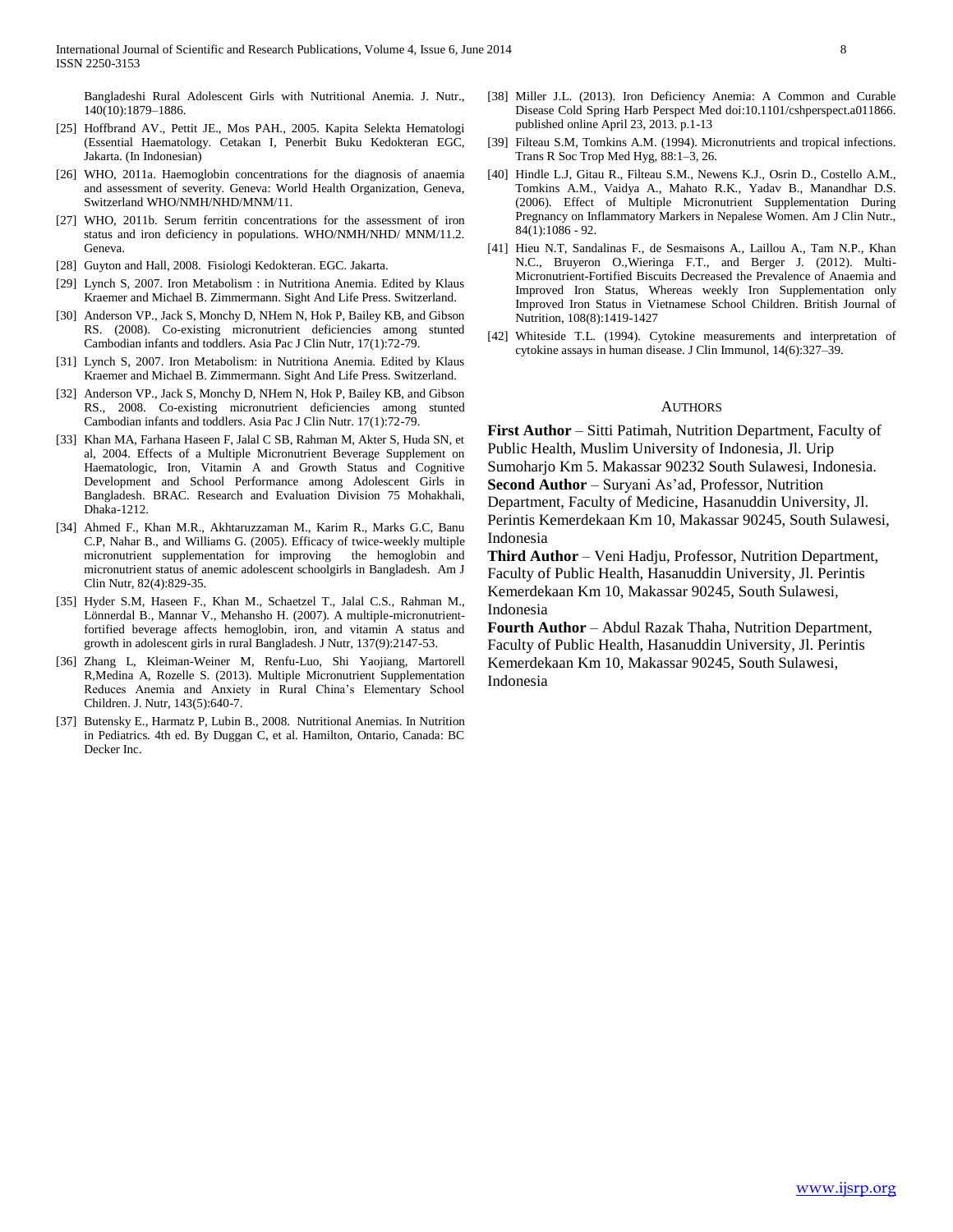Bangladeshi Rural Adolescent Girls with Nutritional Anemia. J. Nutr., 140(10):1879–1886.

[25] Hoffbrand AV., Pettit JE., Mos PAH., 2005. Kapita Selekta Hematologi (Essential Haematology. Cetakan I, Penerbit Buku Kedokteran EGC, Jakarta. (In Indonesian)

[26] WHO, 2011a. Haemoglobin concentrations for the diagnosis of anaemia and assessment of severity. Geneva: World Health Organization, Geneva, Switzerland WHO/NMH/NHD/MNM/11.

[27] WHO, 2011b. Serum ferritin concentrations for the assessment of iron status and iron deficiency in populations. WHO/NMH/NHD/ MNM/11.2. Geneva.

[28] Guyton and Hall, 2008. Fisiologi Kedokteran. EGC. Jakarta.

[29] Lynch S, 2007. Iron Metabolism : in Nutritiona Anemia. Edited by Klaus Kraemer and Michael B. Zimmermann. Sight And Life Press. Switzerland.

[30] Anderson VP., Jack S, Monchy D, NHem N, Hok P, Bailey KB, and Gibson RS. (2008). Co-existing micronutrient deficiencies among stunted Cambodian infants and toddlers. Asia Pac J Clin Nutr, 17(1):72-79.

[31] Lynch S, 2007. Iron Metabolism: in Nutritiona Anemia. Edited by Klaus Kraemer and Michael B. Zimmermann. Sight And Life Press. Switzerland.

[32] Anderson VP., Jack S, Monchy D, NHem N, Hok P, Bailey KB, and Gibson RS., 2008. Co-existing micronutrient deficiencies among stunted Cambodian infants and toddlers. Asia Pac J Clin Nutr. 17(1):72-79.

[33] Khan MA, Farhana Haseen F, Jalal C SB, Rahman M, Akter S, Huda SN, et al, 2004. Effects of a Multiple Micronutrient Beverage Supplement on Haematologic, Iron, Vitamin A and Growth Status and Cognitive Development and School Performance among Adolescent Girls in Bangladesh. BRAC. Research and Evaluation Division 75 Mohakhali, Dhaka-1212.

[34] Ahmed F., Khan M.R., Akhtaruzzaman M., Karim R., Marks G.C, Banu C.P, Nahar B., and Williams G. (2005). Efficacy of twice-weekly multiple micronutrient supplementation for improving the hemoglobin and micronutrient status of anemic adolescent schoolgirls in Bangladesh. Am J Clin Nutr, 82(4):829-35.

[35] Hyder S.M, Haseen F., Khan M., Schaetzel T., Jalal C.S., Rahman M., Lönnerdal B., Mannar V., Mehansho H. (2007). A multiple-micronutrient-fortified beverage affects hemoglobin, iron, and vitamin A status and growth in adolescent girls in rural Bangladesh. J Nutr, 137(9):2147-53.

[36] Zhang L, Kleiman-Weiner M, Renfu-Luo, Shi Yaojiang, Martorell R,Medina A, Rozelle S. (2013). Multiple Micronutrient Supplementation Reduces Anemia and Anxiety in Rural China's Elementary School Children. J. Nutr, 143(5):640-7.

[37] Butensky E., Harmatz P, Lubin B., 2008. Nutritional Anemias. In Nutrition in Pediatrics. 4th ed. By Duggan C, et al. Hamilton, Ontario, Canada: BC Decker Inc.

[38] Miller J.L. (2013). Iron Deficiency Anemia: A Common and Curable Disease Cold Spring Harb Perspect Med doi:10.1101/cshperspect.a011866. published online April 23, 2013. p.1-13

[39] Filteau S.M, Tomkins A.M. (1994). Micronutrients and tropical infections. Trans R Soc Trop Med Hyg, 88:1–3, 26.

[40] Hindle L.J, Gitau R., Filteau S.M., Newens K.J., Osrin D., Costello A.M., Tomkins A.M., Vaidya A., Mahato R.K., Yadav B., Manandhar D.S. (2006). Effect of Multiple Micronutrient Supplementation During Pregnancy on Inflammatory Markers in Nepalese Women. Am J Clin Nutr., 84(1):1086 - 92.

[41] Hieu N.T, Sandalinas F., de Sesmaisons A., Laillou A., Tam N.P., Khan N.C., Bruyeron O.,Wieringa F.T., and Berger J. (2012). Multi-Micronutrient-Fortified Biscuits Decreased the Prevalence of Anaemia and Improved Iron Status, Whereas weekly Iron Supplementation only Improved Iron Status in Vietnamese School Children. British Journal of Nutrition, 108(8):1419-1427

[42] Whiteside T.L. (1994). Cytokine measurements and interpretation of cytokine assays in human disease. J Clin Immunol, 14(6):327–39.

## AUTHORS

**First Author** – Sitti Patimah, Nutrition Department, Faculty of Public Health, Muslim University of Indonesia, Jl. Urip Sumoharjo Km 5. Makassar 90232 South Sulawesi, Indonesia.

**Second Author** – Suryani As'ad, Professor, Nutrition Department, Faculty of Medicine, Hasanuddin University, Jl. Perintis Kemerdekaan Km 10, Makassar 90245, South Sulawesi, Indonesia

**Third Author** – Veni Hadju, Professor, Nutrition Department, Faculty of Public Health, Hasanuddin University, Jl. Perintis Kemerdekaan Km 10, Makassar 90245, South Sulawesi, Indonesia

**Fourth Author** – Abdul Razak Thaha, Nutrition Department, Faculty of Public Health, Hasanuddin University, Jl. Perintis Kemerdekaan Km 10, Makassar 90245, South Sulawesi, Indonesia